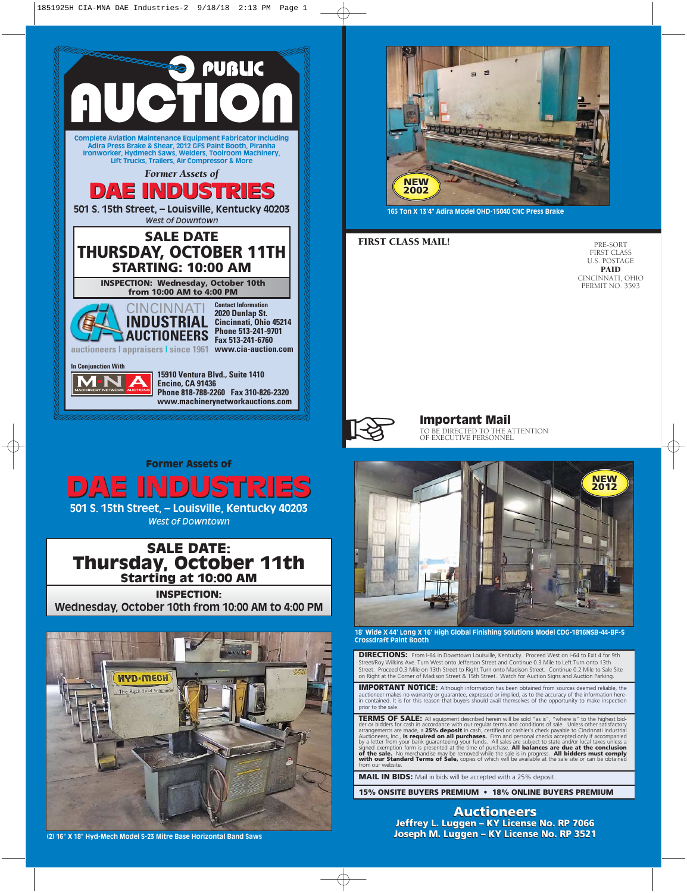# PUBLIC AUCTION

Complete Aviation Maintenance Equipment Fabricator Including Adira Press Brake & Shear, 2012 GFS Paint Booth, Piranha Ironworker, Hydmech Saws, Welders, Toolroom Machinery, Lift Trucks, Trailers, Air Compressor & More

*Former Assets of*

## DAE INDUSTRIES

501 S. 15th Street, – Louisville, Kentucky 40203

*West of Downtown*

**SALE DATE**
**THURSDAY, OCTOBER 11TH**
**STARTING: 10:00 AM**

**INSPECTION: Wednesday, October 10th from 10:00 AM to 4:00 PM**

CINCINNATI INDUSTRIAL AUCTIONEERS
auctioneers | appraisers | since 1961

Contact Information
2020 Dunlap St.
Cincinnati, Ohio 45214
Phone 513-241-9701
Fax 513-241-6760
www.cia-auction.com

In Conjunction With

MNA — Machinery Network Auctions
15910 Ventura Blvd., Suite 1410
Encino, CA 91436
Phone 818-788-2260 Fax 310-826-2320
www.machinerynetworkauctions.com

NEW 2002

165 Ton X 13'4" Adira Model QHD-15040 CNC Press Brake

**FIRST CLASS MAIL!**

PRE-SORT
FIRST CLASS
U.S. POSTAGE
**PAID**
CINCINNATI, OHIO
PERMIT NO. 3593

**Important Mail**
TO BE DIRECTED TO THE ATTENTION OF EXECUTIVE PERSONNEL

**Former Assets of**

## DAE INDUSTRIES

501 S. 15th Street, – Louisville, Kentucky 40203

*West of Downtown*

**SALE DATE:**
**Thursday, October 11th**
**Starting at 10:00 AM**

**INSPECTION:**
Wednesday, October 10th from 10:00 AM to 4:00 PM

(2) 16" X 18" Hyd-Mech Model S-23 Mitre Base Horizontal Band Saws

NEW 2012

18' Wide X 44' Long X 16' High Global Finishing Solutions Model CDG-1816NSB-44-BF-S Crossdraft Paint Booth

**DIRECTIONS:** From I-64 in Downtown Louisville, Kentucky. Proceed West on I-64 to Exit 4 for 9th Street/Roy Wilkins Ave. Turn West onto Jefferson Street and Continue 0.3 Mile to Left Turn onto 13th Street. Proceed 0.3 Mile on 13th Street to Right Turn onto Madison Street. Continue 0.2 Mile to Sale Site on Right at the Corner of Madison Street & 15th Street. Watch for Auction Signs and Auction Parking.

**IMPORTANT NOTICE:** Although information has been obtained from sources deemed reliable, the auctioneer makes no warranty or guarantee, expressed or implied, as to the accuracy of the information herein contained. It is for this reason that buyers should avail themselves of the opportunity to make inspection prior to the sale.

**TERMS OF SALE:** All equipment described herein will be sold "as is", "where is" to the highest bidder or bidders for cash in accordance with our regular terms and conditions of sale. Unless other satisfactory arrangements are made, a **25% deposit** in cash, certified or cashier's check payable to Cincinnati Industrial Auctioneers, Inc., **is required on all purchases.** Firm and personal checks accepted only if accompanied by a letter from your bank guaranteeing your funds. All sales are subject to state and/or local taxes unless a signed exemption form is presented at the time of purchase. **All balances are due at the conclusion of the sale.** No merchandise may be removed while the sale is in progress. **All bidders must comply with our Standard Terms of Sale,** copies of which will be available at the sale site or can be obtained from our website.

**MAIL IN BIDS:** Mail in bids will be accepted with a 25% deposit.

**15% ONSITE BUYERS PREMIUM • 18% ONLINE BUYERS PREMIUM**

## Auctioneers

**Jeffrey L. Luggen – KY License No. RP 7066**
**Joseph M. Luggen – KY License No. RP 3521**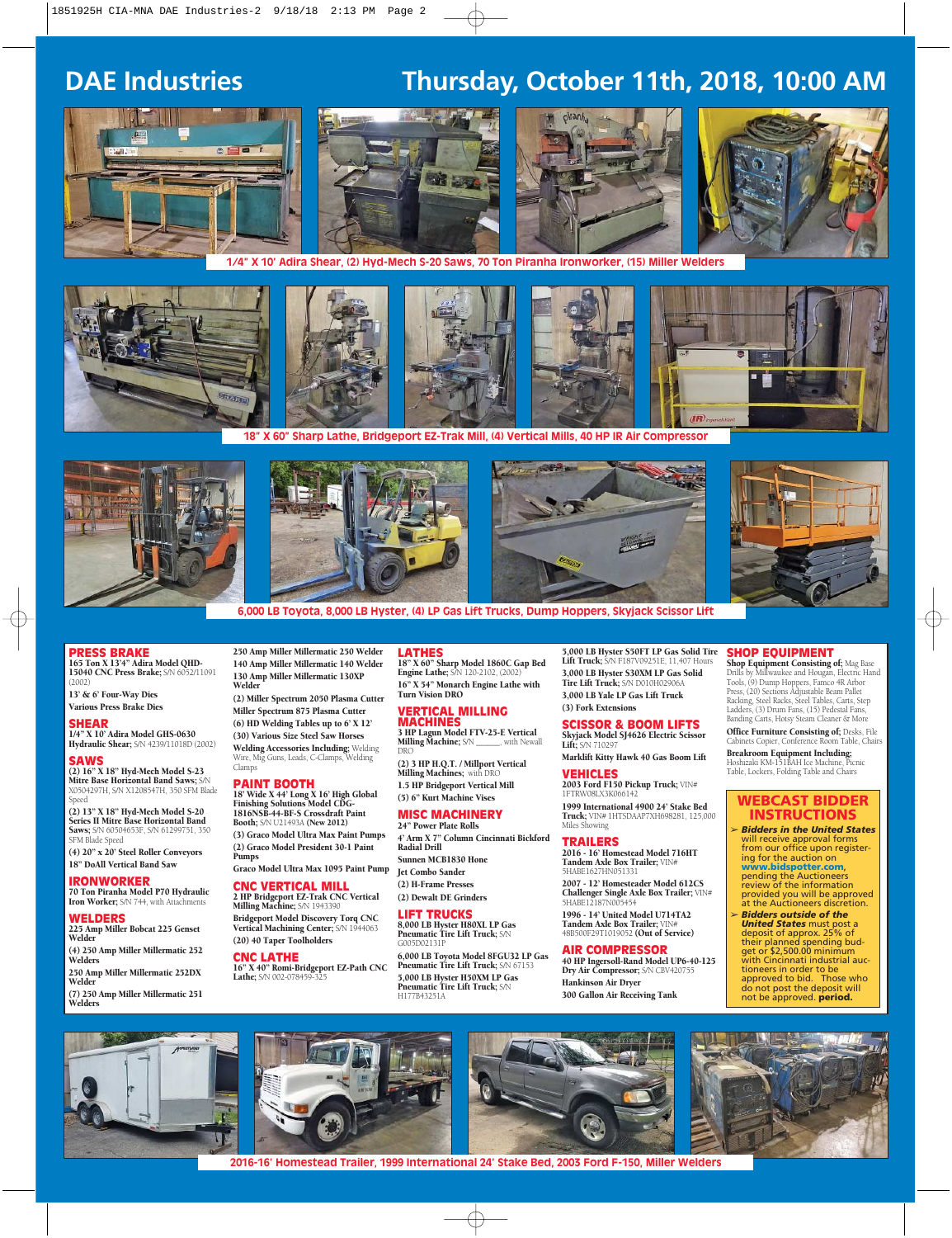# DAE Industries

## Thursday, October 11th, 2018, 10:00 AM

1/4" X 10' Adira Shear, (2) Hyd-Mech S-20 Saws, 70 Ton Piranha Ironworker, (15) Miller Welders

18" X 60" Sharp Lathe, Bridgeport EZ-Trak Mill, (4) Vertical Mills, 40 HP IR Air Compressor

6,000 LB Toyota, 8,000 LB Hyster, (4) LP Gas Lift Trucks, Dump Hoppers, Skyjack Scissor Lift

## PRESS BRAKE

**165 Ton X 13'4" Adira Model QHD-15040 CNC Press Brake;** S/N 6052/11091 (2002)

**13' & 6' Four-Way Dies**

**Various Press Brake Dies**

## SHEAR

**1/4" X 10' Adira Model GHS-0630 Hydraulic Shear;** S/N 4239/11018D (2002)

## SAWS

**(2) 16" X 18" Hyd-Mech Model S-23 Mitre Base Horizontal Band Saws;** S/N X0504297H, S/N X1208547H, 350 SFM Blade Speed

**(2) 13" X 18" Hyd-Mech Model S-20 Series II Mitre Base Horizontal Band Saws;** S/N 60504653F, S/N 61299751, 350 SFM Blade Speed

**(4) 20" x 20' Steel Roller Conveyors**

**18" DoAll Vertical Band Saw**

## IRONWORKER

**70 Ton Piranha Model P70 Hydraulic Iron Worker;** S/N 744, with Attachments

## WELDERS

**225 Amp Miller Bobcat 225 Genset Welder**

**(4) 250 Amp Miller Millermatic 252 Welders**

**250 Amp Miller Millermatic 252DX Welder**

**(7) 250 Amp Miller Millermatic 251 Welders**

**250 Amp Miller Millermatic 250 Welder**

**140 Amp Miller Millermatic 140 Welder**

**130 Amp Miller Millermatic 130XP Welder**

**(2) Miller Spectrum 2050 Plasma Cutter**

**Miller Spectrum 875 Plasma Cutter**

**(6) HD Welding Tables up to 6' X 12'**

**(30) Various Size Steel Saw Horses**

**Welding Accessories Including;** Welding Wire, Mig Guns, Leads, C-Clamps, Welding Clamps

## PAINT BOOTH

**18' Wide X 44' Long X 16' High Global Finishing Solutions Model CDG-1816NSB-44-BF-S Crossdraft Paint Booth;** S/N U21493A **(New 2012)**

**(3) Graco Model Ultra Max Paint Pumps**

**(2) Graco Model President 30-1 Paint Pumps**

**Graco Model Ultra Max 1095 Paint Pump**

## CNC VERTICAL MILL

**2 HP Bridgeport EZ-Trak CNC Vertical Milling Machine;** S/N 1943390

**Bridgeport Model Discovery Torq CNC Vertical Machining Center;** S/N 1944063

**(20) 40 Taper Toolholders**

## CNC LATHE

**16" X 40" Romi-Bridgeport EZ-Path CNC Lathe;** S/N 002-078459-325

## LATHES

**18" X 60" Sharp Model 1860C Gap Bed Engine Lathe;** S/N 120-2102, (2002)

**16" X 54" Monarch Engine Lathe with Turn Vision DRO**

## VERTICAL MILLING MACHINES

**3 HP Lagun Model FTV-25-E Vertical Milling Machine;** S/N ______, with Newall DRO

**(2) 3 HP H.Q.T. / Millport Vertical Milling Machines;** with DRO

**1.5 HP Bridgeport Vertical Mill**

**(5) 6" Kurt Machine Vises**

## MISC MACHINERY

**24" Power Plate Rolls**

**4' Arm X 7" Column Cincinnati Bickford Radial Drill**

**Sunnen MCB1830 Hone**

**Jet Combo Sander**

**(2) H-Frame Presses**

**(2) Dewalt DE Grinders**

## LIFT TRUCKS

**8,000 LB Hyster H80XL LP Gas Pneumatic Tire Lift Truck;** S/N G005D02131P

**6,000 LB Toyota Model 8FGU32 LP Gas Pneumatic Tire Lift Truck;** S/N 67153

**5,000 LB Hyster H50XM LP Gas Pneumatic Tire Lift Truck;** S/N H177B43251A

**5,000 LB Hyster S50FT LP Gas Solid Tire Lift Truck;** S/N F187V09251E, 11,407 Hours

**3,000 LB Hyster S30XM LP Gas Solid Tire Lift Truck;** S/N D010H02906A

**3,000 LB Yale LP Gas Lift Truck**

**(3) Fork Extensions**

## SCISSOR & BOOM LIFTS

**Skyjack Model SJ4626 Electric Scissor Lift;** S/N 710297

**Marklift Kitty Hawk 40 Gas Boom Lift**

## VEHICLES

**2003 Ford F150 Pickup Truck;** VIN# 1FTRW08LX3KO66142

**1999 International 4900 24' Stake Bed Truck;** VIN# 1HTSDAAP7XH698281, 125,000 Miles Showing

## TRAILERS

**2016 - 16' Homestead Model 716HT Tandem Axle Box Trailer;** VIN# 5HABE1627HN051331

**2007 - 12' Homesteader Model 612CS Challenger Single Axle Box Trailer;** VIN# 5HABE12187N005454

**1996 - 14' United Model U714TA2 Tandem Axle Box Trailer;** VIN# 48B500F29T1019052 **(Out of Service)**

## AIR COMPRESSOR

**40 HP Ingersoll-Rand Model UP6-40-125 Dry Air Compressor;** S/N CBV420755

**Hankinson Air Dryer**

**300 Gallon Air Receiving Tank**

## SHOP EQUIPMENT

**Shop Equipment Consisting of;** Mag Base Drills by Milwaukee and Hougan, Electric Hand Tools, (9) Dump Hoppers, Famco 4R Arbor Press, (20) Sections Adjustable Beam Pallet Racking, Steel Racks, Steel Tables, Carts, Step Ladders, (3) Drum Fans, (15) Pedestal Fans, Banding Carts, Hotsy Steam Cleaner & More

**Office Furniture Consisting of;** Desks, File Cabinets Copier, Conference Room Table, Chairs

**Breakroom Equipment Including;** Hoshizaki KM-151BAH Ice Machine, Picnic Table, Lockers, Folding Table and Chairs

## WEBCAST BIDDER INSTRUCTIONS

- ***Bidders in the United States*** will receive approval forms from our office upon registering for the auction on **www.bidspotter.com**, pending the Auctioneers review of the information provided you will be approved at the Auctioneers discretion.
- ***Bidders outside of the United States*** must post a deposit of approx. 25% of their planned spending budget or $2,500.00 minimum with Cincinnati industrial auctioneers in order to be approved to bid. Those who do not post the deposit will not be approved. **period.**

2016-16' Homestead Trailer, 1999 International 24' Stake Bed, 2003 Ford F-150, Miller Welders